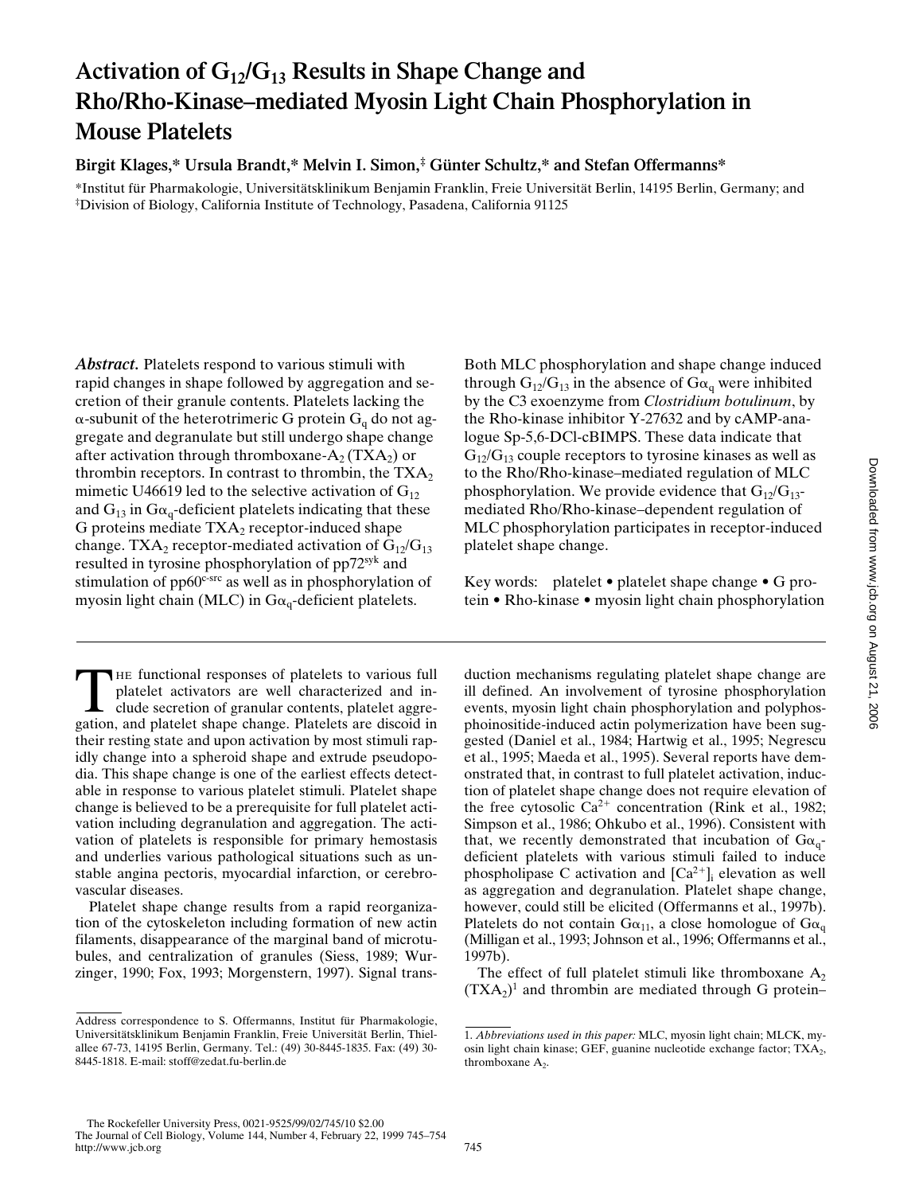# Activation of $G_{12}$/$G_{13}$ Results in Shape Change and Rho/Rho-Kinase–mediated Myosin Light Chain Phosphorylation in Mouse Platelets

**Birgit Klages,* Ursula Brandt,* Melvin I. Simon,‡ Günter Schultz,* and Stefan Offermanns***

*Institut für Pharmakologie, Universitätsklinikum Benjamin Franklin, Freie Universität Berlin, 14195 Berlin, Germany; and ‡Division of Biology, California Institute of Technology, Pasadena, California 91125

***Abstract.*** Platelets respond to various stimuli with rapid changes in shape followed by aggregation and secretion of their granule contents. Platelets lacking the α-subunit of the heterotrimeric G protein $G_q$ do not aggregate and degranulate but still undergo shape change after activation through thromboxane-$A_2$ ($TXA_2$) or thrombin receptors. In contrast to thrombin, the $TXA_2$ mimetic U46619 led to the selective activation of $G_{12}$ and $G_{13}$ in $G\alpha_q$-deficient platelets indicating that these G proteins mediate $TXA_2$ receptor-induced shape change. $TXA_2$ receptor-mediated activation of $G_{12}$/$G_{13}$ resulted in tyrosine phosphorylation of $pp72^{syk}$ and stimulation of $pp60^{c\text{-}src}$ as well as in phosphorylation of myosin light chain (MLC) in $G\alpha_q$-deficient platelets. Both MLC phosphorylation and shape change induced through $G_{12}$/$G_{13}$ in the absence of $G\alpha_q$ were inhibited by the C3 exoenzyme from *Clostridium botulinum*, by the Rho-kinase inhibitor Y-27632 and by cAMP-analogue Sp-5,6-DCl-cBIMPS. These data indicate that $G_{12}$/$G_{13}$ couple receptors to tyrosine kinases as well as to the Rho/Rho-kinase–mediated regulation of MLC phosphorylation. We provide evidence that $G_{12}$/$G_{13}$-mediated Rho/Rho-kinase–dependent regulation of MLC phosphorylation participates in receptor-induced platelet shape change.

Key words: platelet • platelet shape change • G protein • Rho-kinase • myosin light chain phosphorylation

The functional responses of platelets to various full platelet activators are well characterized and include secretion of granular contents, platelet aggregation, and platelet shape change. Platelets are discoid in their resting state and upon activation by most stimuli rapidly change into a spheroid shape and extrude pseudopodia. This shape change is one of the earliest effects detectable in response to various platelet stimuli. Platelet shape change is believed to be a prerequisite for full platelet activation including degranulation and aggregation. The activation of platelets is responsible for primary hemostasis and underlies various pathological situations such as unstable angina pectoris, myocardial infarction, or cerebrovascular diseases.

Platelet shape change results from a rapid reorganization of the cytoskeleton including formation of new actin filaments, disappearance of the marginal band of microtubules, and centralization of granules (Siess, 1989; Wurzinger, 1990; Fox, 1993; Morgenstern, 1997). Signal transduction mechanisms regulating platelet shape change are ill defined. An involvement of tyrosine phosphorylation events, myosin light chain phosphorylation and polyphosphoinositide-induced actin polymerization have been suggested (Daniel et al., 1984; Hartwig et al., 1995; Negrescu et al., 1995; Maeda et al., 1995). Several reports have demonstrated that, in contrast to full platelet activation, induction of platelet shape change does not require elevation of the free cytosolic $Ca^{2+}$ concentration (Rink et al., 1982; Simpson et al., 1986; Ohkubo et al., 1996). Consistent with that, we recently demonstrated that incubation of $G\alpha_q$-deficient platelets with various stimuli failed to induce phospholipase C activation and $[Ca^{2+}]_i$ elevation as well as aggregation and degranulation. Platelet shape change, however, could still be elicited (Offermanns et al., 1997b). Platelets do not contain $G\alpha_{11}$, a close homologue of $G\alpha_q$ (Milligan et al., 1993; Johnson et al., 1996; Offermanns et al., 1997b).

The effect of full platelet stimuli like thromboxane $A_2$ ($TXA_2$)[1] and thrombin are mediated through G protein–

Address correspondence to S. Offermanns, Institut für Pharmakologie, Universitätsklinikum Benjamin Franklin, Freie Universität Berlin, Thielallee 67-73, 14195 Berlin, Germany. Tel.: (49) 30-8445-1835. Fax: (49) 30-8445-1818. E-mail: stoff@zedat.fu-berlin.de

1. *Abbreviations used in this paper:* MLC, myosin light chain; MLCK, myosin light chain kinase; GEF, guanine nucleotide exchange factor; $TXA_2$, thromboxane $A_2$.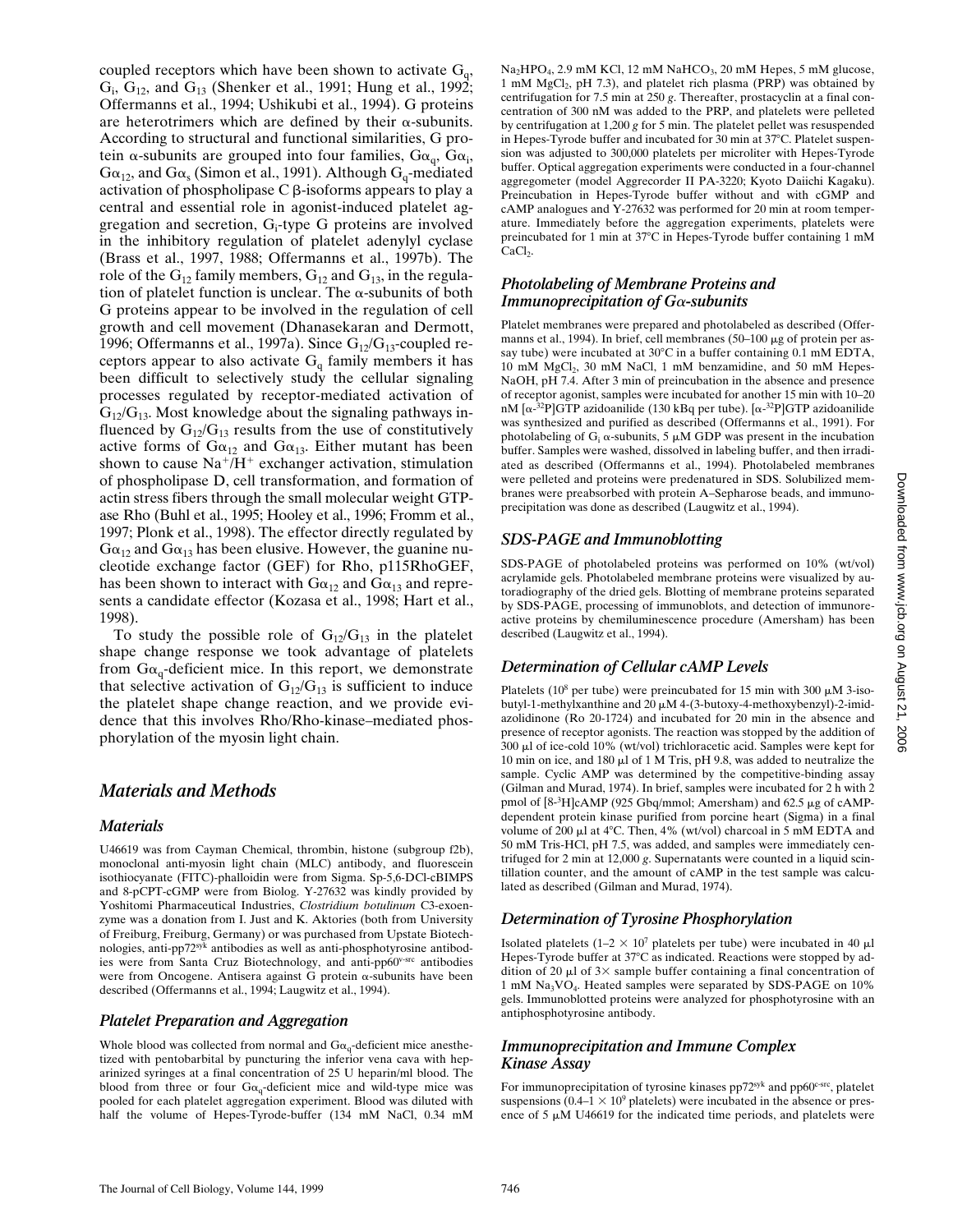coupled receptors which have been shown to activate $G_q$, $G_i$, $G_{12}$, and $G_{13}$ (Shenker et al., 1991; Hung et al., 1992; Offermanns et al., 1994; Ushikubi et al., 1994). G proteins are heterotrimers which are defined by their α-subunits. According to structural and functional similarities, G protein α-subunits are grouped into four families, $G\alpha_q$, $G\alpha_i$, $G\alpha_{12}$, and $G\alpha_s$ (Simon et al., 1991). Although $G_q$-mediated activation of phospholipase C β-isoforms appears to play a central and essential role in agonist-induced platelet aggregation and secretion, $G_i$-type G proteins are involved in the inhibitory regulation of platelet adenylyl cyclase (Brass et al., 1997, 1988; Offermanns et al., 1997b). The role of the $G_{12}$ family members, $G_{12}$ and $G_{13}$, in the regulation of platelet function is unclear. The α-subunits of both G proteins appear to be involved in the regulation of cell growth and cell movement (Dhanasekaran and Dermott, 1996; Offermanns et al., 1997a). Since $G_{12}$/$G_{13}$-coupled receptors appear to also activate $G_q$ family members it has been difficult to selectively study the cellular signaling processes regulated by receptor-mediated activation of $G_{12}$/$G_{13}$. Most knowledge about the signaling pathways influenced by $G_{12}$/$G_{13}$ results from the use of constitutively active forms of $G\alpha_{12}$ and $G\alpha_{13}$. Either mutant has been shown to cause $Na^+$/$H^+$ exchanger activation, stimulation of phospholipase D, cell transformation, and formation of actin stress fibers through the small molecular weight GTPase Rho (Buhl et al., 1995; Hooley et al., 1996; Fromm et al., 1997; Plonk et al., 1998). The effector directly regulated by $G\alpha_{12}$ and $G\alpha_{13}$ has been elusive. However, the guanine nucleotide exchange factor (GEF) for Rho, p115RhoGEF, has been shown to interact with $G\alpha_{12}$ and $G\alpha_{13}$ and represents a candidate effector (Kozasa et al., 1998; Hart et al., 1998).

To study the possible role of $G_{12}$/$G_{13}$ in the platelet shape change response we took advantage of platelets from $G\alpha_q$-deficient mice. In this report, we demonstrate that selective activation of $G_{12}$/$G_{13}$ is sufficient to induce the platelet shape change reaction, and we provide evidence that this involves Rho/Rho-kinase–mediated phosphorylation of the myosin light chain.

# Materials and Methods

## Materials

U46619 was from Cayman Chemical, thrombin, histone (subgroup f2b), monoclonal anti-myosin light chain (MLC) antibody, and fluorescein isothiocyanate (FITC)-phalloidin were from Sigma. Sp-5,6-DCl-cBIMPS and 8-pCPT-cGMP were from Biolog. Y-27632 was kindly provided by Yoshitomi Pharmaceutical Industries, *Clostridium botulinum* C3-exoenzyme was a donation from I. Just and K. Aktories (both from University of Freiburg, Freiburg, Germany) or was purchased from Upstate Biotechnologies, anti-pp72$^{syk}$ antibodies as well as anti-phosphotyrosine antibodies were from Santa Cruz Biotechnology, and anti-pp60$^{v\text{-}src}$ antibodies were from Oncogene. Antisera against G protein α-subunits have been described (Offermanns et al., 1994; Laugwitz et al., 1994).

## Platelet Preparation and Aggregation

Whole blood was collected from normal and $G\alpha_q$-deficient mice anesthetized with pentobarbital by puncturing the inferior vena cava with heparinized syringes at a final concentration of 25 U heparin/ml blood. The blood from three or four $G\alpha_q$-deficient mice and wild-type mice was pooled for each platelet aggregation experiment. Blood was diluted with half the volume of Hepes-Tyrode-buffer (134 mM NaCl, 0.34 mM $Na_2HPO_4$, 2.9 mM KCl, 12 mM $NaHCO_3$, 20 mM Hepes, 5 mM glucose, 1 mM $MgCl_2$, pH 7.3), and platelet rich plasma (PRP) was obtained by centrifugation for 7.5 min at 250 *g*. Thereafter, prostacyclin at a final concentration of 300 nM was added to the PRP, and platelets were pelleted by centrifugation at 1,200 *g* for 5 min. The platelet pellet was resuspended in Hepes-Tyrode buffer and incubated for 30 min at 37°C. Platelet suspension was adjusted to 300,000 platelets per microliter with Hepes-Tyrode buffer. Optical aggregation experiments were conducted in a four-channel aggregometer (model Aggrecorder II PA-3220; Kyoto Daiichi Kagaku). Preincubation in Hepes-Tyrode buffer without and with cGMP and cAMP analogues and Y-27632 was performed for 20 min at room temperature. Immediately before the aggregation experiments, platelets were preincubated for 1 min at 37°C in Hepes-Tyrode buffer containing 1 mM $CaCl_2$.

## Photolabeling of Membrane Proteins and Immunoprecipitation of Gα-subunits

Platelet membranes were prepared and photolabeled as described (Offermanns et al., 1994). In brief, cell membranes (50–100 μg of protein per assay tube) were incubated at 30°C in a buffer containing 0.1 mM EDTA, 10 mM $MgCl_2$, 30 mM NaCl, 1 mM benzamidine, and 50 mM Hepes-NaOH, pH 7.4. After 3 min of preincubation in the absence and presence of receptor agonist, samples were incubated for another 15 min with 10–20 nM [α-$^{32}$P]GTP azidoanilide (130 kBq per tube). [α-$^{32}$P]GTP azidoanilide was synthesized and purified as described (Offermanns et al., 1991). For photolabeling of $G_i$ α-subunits, 5 μM GDP was present in the incubation buffer. Samples were washed, dissolved in labeling buffer, and then irradiated as described (Offermanns et al., 1994). Photolabeled membranes were pelleted and proteins were predenatured in SDS. Solubilized membranes were preabsorbed with protein A–Sepharose beads, and immunoprecipitation was done as described (Laugwitz et al., 1994).

## SDS-PAGE and Immunoblotting

SDS-PAGE of photolabeled proteins was performed on 10% (wt/vol) acrylamide gels. Photolabeled membrane proteins were visualized by autoradiography of the dried gels. Blotting of membrane proteins separated by SDS-PAGE, processing of immunoblots, and detection of immunoreactive proteins by chemiluminescence procedure (Amersham) has been described (Laugwitz et al., 1994).

## Determination of Cellular cAMP Levels

Platelets ($10^8$ per tube) were preincubated for 15 min with 300 μM 3-isobutyl-1-methylxanthine and 20 μM 4-(3-butoxy-4-methoxybenzyl)-2-imidazolidinone (Ro 20-1724) and incubated for 20 min in the absence and presence of receptor agonists. The reaction was stopped by the addition of 300 μl of ice-cold 10% (wt/vol) trichloracetic acid. Samples were kept for 10 min on ice, and 180 μl of 1 M Tris, pH 9.8, was added to neutralize the sample. Cyclic AMP was determined by the competitive-binding assay (Gilman and Murad, 1974). In brief, samples were incubated for 2 h with 2 pmol of [8-$^3$H]cAMP (925 Gbq/mmol; Amersham) and 62.5 μg of cAMP-dependent protein kinase purified from porcine heart (Sigma) in a final volume of 200 μl at 4°C. Then, 4% (wt/vol) charcoal in 5 mM EDTA and 50 mM Tris-HCl, pH 7.5, was added, and samples were immediately centrifuged for 2 min at 12,000 *g*. Supernatants were counted in a liquid scintillation counter, and the amount of cAMP in the test sample was calculated as described (Gilman and Murad, 1974).

## Determination of Tyrosine Phosphorylation

Isolated platelets (1–2 × $10^7$ platelets per tube) were incubated in 40 μl Hepes-Tyrode buffer at 37°C as indicated. Reactions were stopped by addition of 20 μl of 3× sample buffer containing a final concentration of 1 mM $Na_3VO_4$. Heated samples were separated by SDS-PAGE on 10% gels. Immunoblotted proteins were analyzed for phosphotyrosine with an antiphosphotyrosine antibody.

## Immunoprecipitation and Immune Complex Kinase Assay

For immunoprecipitation of tyrosine kinases pp72$^{syk}$ and pp60$^{c\text{-}src}$, platelet suspensions (0.4–1 × $10^9$ platelets) were incubated in the absence or presence of 5 μM U46619 for the indicated time periods, and platelets were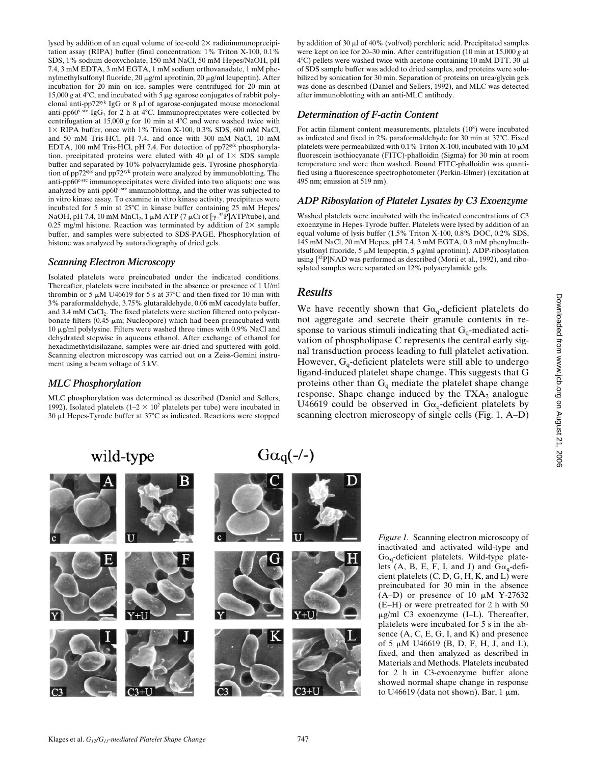lysed by addition of an equal volume of ice-cold 2× radioimmunoprecipitation assay (RIPA) buffer (final concentration: 1% Triton X-100, 0.1% SDS, 1% sodium deoxycholate, 150 mM NaCl, 50 mM Hepes/NaOH, pH 7.4, 3 mM EDTA, 3 mM EGTA, 1 mM sodium orthovanadate, 1 mM phenylmethylsulfonyl fluoride, 20 μg/ml aprotinin, 20 μg/ml leupeptin). After incubation for 20 min on ice, samples were centrifuged for 20 min at 15,000 *g* at 4°C, and incubated with 5 μg agarose conjugates of rabbit polyclonal anti-pp72$^{syk}$ IgG or 8 μl of agarose-conjugated mouse monoclonal anti-pp60$^{v-src}$ $IgG_1$ for 2 h at 4°C. Immunoprecipitates were collected by centrifugation at 15,000 *g* for 10 min at 4°C and were washed twice with 1× RIPA buffer, once with 1% Triton X-100, 0.3% SDS, 600 mM NaCl, and 50 mM Tris-HCl, pH 7.4, and once with 300 mM NaCl, 10 mM EDTA, 100 mM Tris-HCl, pH 7.4. For detection of pp72$^{syk}$ phosphorylation, precipitated proteins were eluted with 40 μl of 1× SDS sample buffer and separated by 10% polyacrylamide gels. Tyrosine phosphorylation of pp72$^{syk}$ and pp72$^{syk}$ protein were analyzed by immunoblotting. The anti-pp60$^{c-src}$ immunoprecipitates were divided into two aliquots; one was analyzed by anti-pp60$^{c-src}$ immunoblotting, and the other was subjected to in vitro kinase assay. To examine in vitro kinase activity, precipitates were incubated for 5 min at 25°C in kinase buffer containing 25 mM Hepes/NaOH, pH 7.4, 10 mM $MnCl_2$, 1 μM ATP (7 μCi of [γ-$^{32}$P]ATP/tube), and 0.25 mg/ml histone. Reaction was terminated by addition of 2× sample buffer, and samples were subjected to SDS-PAGE. Phosphorylation of histone was analyzed by autoradiography of dried gels.

### *Scanning Electron Microscopy*

Isolated platelets were preincubated under the indicated conditions. Thereafter, platelets were incubated in the absence or presence of 1 U/ml thrombin or 5 μM U46619 for 5 s at 37°C and then fixed for 10 min with 3% paraformaldehyde, 3.75% glutaraldehyde, 0.06 mM cacodylate buffer, and 3.4 mM $CaCl_2$. The fixed platelets were suction filtered onto polycarbonate filters (0.45 μm; Nucleopore) which had been preincubated with 10 μg/ml polylysine. Filters were washed three times with 0.9% NaCl and dehydrated stepwise in aqueous ethanol. After exchange of ethanol for hexadimethyldisilazane, samples were air-dried and sputtered with gold. Scanning electron microscopy was carried out on a Zeiss-Gemini instrument using a beam voltage of 5 kV.

### *MLC Phosphorylation*

MLC phosphorylation was determined as described (Daniel and Sellers, 1992). Isolated platelets (1–2 × $10^7$ platelets per tube) were incubated in 30 μl Hepes-Tyrode buffer at 37°C as indicated. Reactions were stopped by addition of 30 μl of 40% (vol/vol) perchloric acid. Precipitated samples were kept on ice for 20–30 min. After centrifugation (10 min at 15,000 *g* at 4°C) pellets were washed twice with acetone containing 10 mM DTT. 30 μl of SDS sample buffer was added to dried samples, and proteins were solubilized by sonication for 30 min. Separation of proteins on urea/glycin gels was done as described (Daniel and Sellers, 1992), and MLC was detected after immunoblotting with an anti-MLC antibody.

### *Determination of F-actin Content*

For actin filament content measurements, platelets ($10^8$) were incubated as indicated and fixed in 2% paraformaldehyde for 30 min at 37°C. Fixed platelets were permeabilized with 0.1% Triton X-100, incubated with 10 μM fluorescein isothiocyanate (FITC)-phalloidin (Sigma) for 30 min at room temperature and were then washed. Bound FITC-phalloidin was quantified using a fluorescence spectrophotometer (Perkin-Elmer) (excitation at 495 nm; emission at 519 nm).

### *ADP Ribosylation of Platelet Lysates by C3 Exoenzyme*

Washed platelets were incubated with the indicated concentrations of C3 exoenzyme in Hepes-Tyrode buffer. Platelets were lysed by addition of an equal volume of lysis buffer (1.5% Triton X-100, 0.8% DOC, 0.2% SDS, 145 mM NaCl, 20 mM Hepes, pH 7.4, 3 mM EGTA, 0.3 mM phenylmethylsulfonyl fluoride, 5 μM leupeptin, 5 μg/ml aprotinin). ADP-ribosylation using [$^{32}$P]NAD was performed as described (Morii et al., 1992), and ribosylated samples were separated on 12% polyacrylamide gels.

## *Results*

We have recently shown that $G\alpha_q$-deficient platelets do not aggregate and secrete their granule contents in response to various stimuli indicating that $G_q$-mediated activation of phospholipase C represents the central early signal transduction process leading to full platelet activation. However, $G_q$-deficient platelets were still able to undergo ligand-induced platelet shape change. This suggests that G proteins other than $G_q$ mediate the platelet shape change response. Shape change induced by the $TXA_2$ analogue U46619 could be observed in $G\alpha_q$-deficient platelets by scanning electron microscopy of single cells (Fig. 1, A–D)

*Figure 1.* Scanning electron microscopy of inactivated and activated wild-type and $G\alpha_q$-deficient platelets. Wild-type platelets (A, B, E, F, I, and J) and $G\alpha_q$-deficient platelets (C, D, G, H, K, and L) were preincubated for 30 min in the absence (A–D) or presence of 10 μM Y-27632 (E–H) or were pretreated for 2 h with 50 μg/ml C3 exoenzyme (I–L). Thereafter, platelets were incubated for 5 s in the absence (A, C, E, G, I, and K) and presence of 5 μM U46619 (B, D, F, H, J, and L), fixed, and then analyzed as described in Materials and Methods. Platelets incubated for 2 h in C3-exoenzyme buffer alone showed normal shape change in response to U46619 (data not shown). Bar, 1 μm.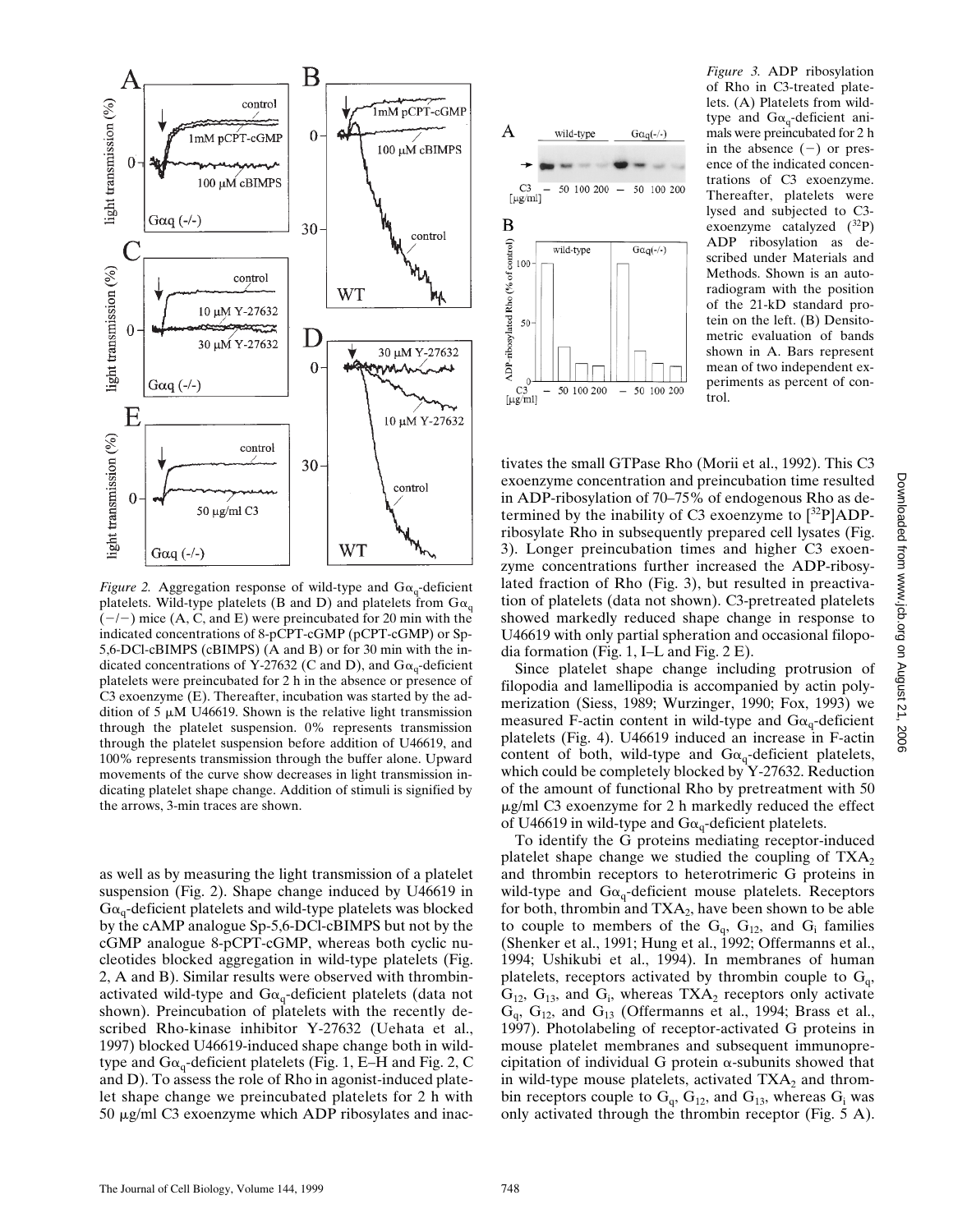*Figure 2.* Aggregation response of wild-type and $G\alpha_q$-deficient platelets. Wild-type platelets (B and D) and platelets from $G\alpha_q$ (−/−) mice (A, C, and E) were preincubated for 20 min with the indicated concentrations of 8-pCPT-cGMP (pCPT-cGMP) or Sp-5,6-DCl-cBIMPS (cBIMPS) (A and B) or for 30 min with the indicated concentrations of Y-27632 (C and D), and $G\alpha_q$-deficient platelets were preincubated for 2 h in the absence or presence of C3 exoenzyme (E). Thereafter, incubation was started by the addition of 5 μM U46619. Shown is the relative light transmission through the platelet suspension. 0% represents transmission through the platelet suspension before addition of U46619, and 100% represents transmission through the buffer alone. Upward movements of the curve show decreases in light transmission indicating platelet shape change. Addition of stimuli is signified by the arrows, 3-min traces are shown.

*Figure 3.* ADP ribosylation of Rho in C3-treated platelets. (A) Platelets from wild-type and $G\alpha_q$-deficient animals were preincubated for 2 h in the absence (−) or presence of the indicated concentrations of C3 exoenzyme. Thereafter, platelets were lysed and subjected to C3-exoenzyme catalyzed ($^{32}$P) ADP ribosylation as described under Materials and Methods. Shown is an autoradiogram with the position of the 21-kD standard protein on the left. (B) Densitometric evaluation of bands shown in A. Bars represent mean of two independent experiments as percent of control.

as well as by measuring the light transmission of a platelet suspension (Fig. 2). Shape change induced by U46619 in $G\alpha_q$-deficient platelets and wild-type platelets was blocked by the cAMP analogue Sp-5,6-DCl-cBIMPS but not by the cGMP analogue 8-pCPT-cGMP, whereas both cyclic nucleotides blocked aggregation in wild-type platelets (Fig. 2, A and B). Similar results were observed with thrombin-activated wild-type and $G\alpha_q$-deficient platelets (data not shown). Preincubation of platelets with the recently described Rho-kinase inhibitor Y-27632 (Uehata et al., 1997) blocked U46619-induced shape change both in wild-type and $G\alpha_q$-deficient platelets (Fig. 1, E–H and Fig. 2, C and D). To assess the role of Rho in agonist-induced platelet shape change we preincubated platelets for 2 h with 50 μg/ml C3 exoenzyme which ADP ribosylates and inactivates the small GTPase Rho (Morii et al., 1992). This C3 exoenzyme concentration and preincubation time resulted in ADP-ribosylation of 70–75% of endogenous Rho as determined by the inability of C3 exoenzyme to [$^{32}$P]ADP-ribosylate Rho in subsequently prepared cell lysates (Fig. 3). Longer preincubation times and higher C3 exoenzyme concentrations further increased the ADP-ribosylated fraction of Rho (Fig. 3), but resulted in preactivation of platelets (data not shown). C3-pretreated platelets showed markedly reduced shape change in response to U46619 with only partial spheration and occasional filopodia formation (Fig. 1, I–L and Fig. 2 E).

Since platelet shape change including protrusion of filopodia and lamellipodia is accompanied by actin polymerization (Siess, 1989; Wurzinger, 1990; Fox, 1993) we measured F-actin content in wild-type and $G\alpha_q$-deficient platelets (Fig. 4). U46619 induced an increase in F-actin content of both, wild-type and $G\alpha_q$-deficient platelets, which could be completely blocked by Y-27632. Reduction of the amount of functional Rho by pretreatment with 50 μg/ml C3 exoenzyme for 2 h markedly reduced the effect of U46619 in wild-type and $G\alpha_q$-deficient platelets.

To identify the G proteins mediating receptor-induced platelet shape change we studied the coupling of $TXA_2$ and thrombin receptors to heterotrimeric G proteins in wild-type and $G\alpha_q$-deficient mouse platelets. Receptors for both, thrombin and $TXA_2$, have been shown to be able to couple to members of the $G_q$, $G_{12}$, and $G_i$ families (Shenker et al., 1991; Hung et al., 1992; Offermanns et al., 1994; Ushikubi et al., 1994). In membranes of human platelets, receptors activated by thrombin couple to $G_q$, $G_{12}$, $G_{13}$, and $G_i$, whereas $TXA_2$ receptors only activate $G_q$, $G_{12}$, and $G_{13}$ (Offermanns et al., 1994; Brass et al., 1997). Photolabeling of receptor-activated G proteins in mouse platelet membranes and subsequent immunoprecipitation of individual G protein α-subunits showed that in wild-type mouse platelets, activated $TXA_2$ and thrombin receptors couple to $G_q$, $G_{12}$, and $G_{13}$, whereas $G_i$ was only activated through the thrombin receptor (Fig. 5 A).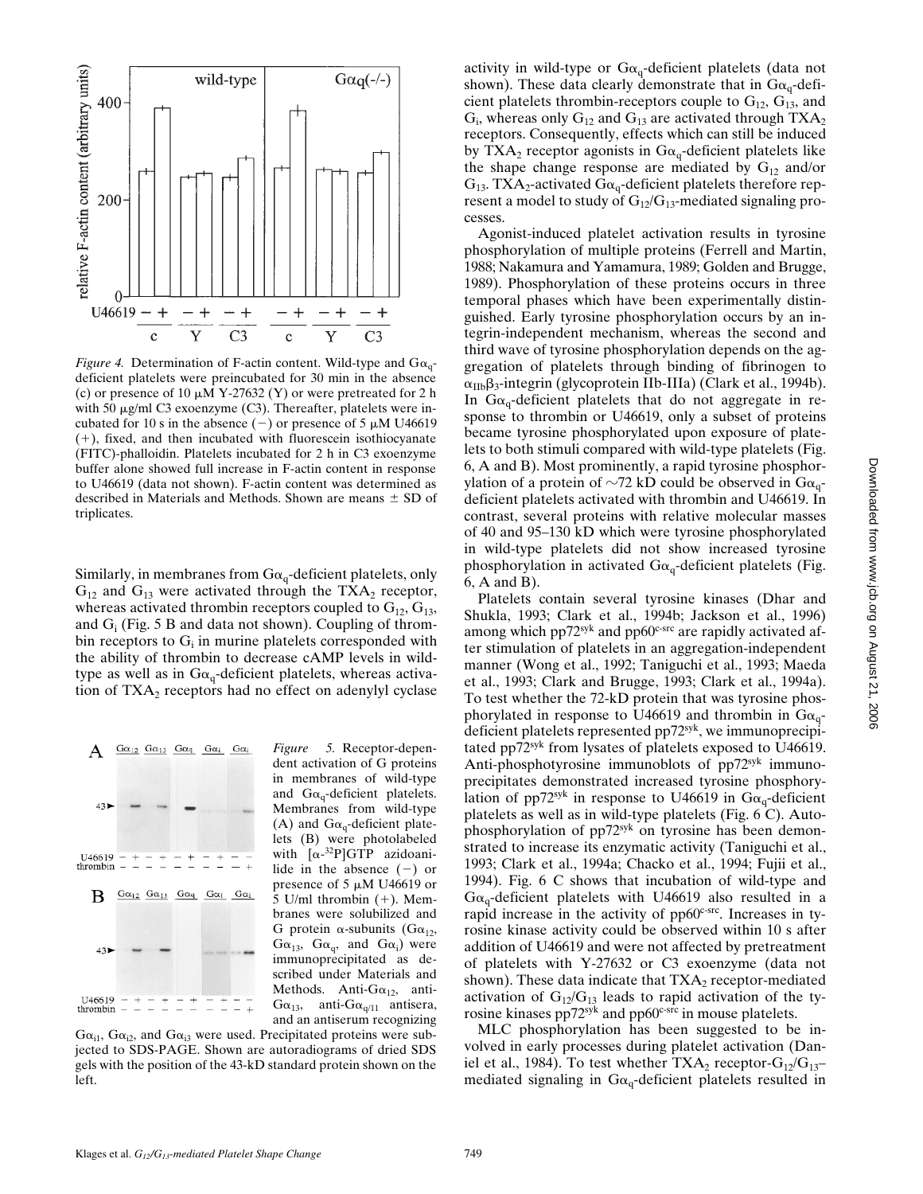*Figure 4.* Determination of F-actin content. Wild-type and $G\alpha_q$-deficient platelets were preincubated for 30 min in the absence (c) or presence of 10 μM Y-27632 (Y) or were pretreated for 2 h with 50 μg/ml C3 exoenzyme (C3). Thereafter, platelets were incubated for 10 s in the absence (−) or presence of 5 μM U46619 (+), fixed, and then incubated with fluorescein isothiocyanate (FITC)-phalloidin. Platelets incubated for 2 h in C3 exoenzyme buffer alone showed full increase in F-actin content in response to U46619 (data not shown). F-actin content was determined as described in Materials and Methods. Shown are means ± SD of triplicates.

Similarly, in membranes from $G\alpha_q$-deficient platelets, only $G_{12}$ and $G_{13}$ were activated through the $TXA_2$ receptor, whereas activated thrombin receptors coupled to $G_{12}$, $G_{13}$, and $G_i$ (Fig. 5 B and data not shown). Coupling of thrombin receptors to $G_i$ in murine platelets corresponded with the ability of thrombin to decrease cAMP levels in wild-type as well as in $G\alpha_q$-deficient platelets, whereas activation of $TXA_2$ receptors had no effect on adenylyl cyclase activity in wild-type or $G\alpha_q$-deficient platelets (data not shown). These data clearly demonstrate that in $G\alpha_q$-deficient platelets thrombin-receptors couple to $G_{12}$, $G_{13}$, and $G_i$, whereas only $G_{12}$ and $G_{13}$ are activated through $TXA_2$ receptors. Consequently, effects which can still be induced by $TXA_2$ receptor agonists in $G\alpha_q$-deficient platelets like the shape change response are mediated by $G_{12}$ and/or $G_{13}$. $TXA_2$-activated $G\alpha_q$-deficient platelets therefore represent a model to study of $G_{12}/G_{13}$-mediated signaling processes.

*Figure 5.* Receptor-dependent activation of G proteins in membranes of wild-type and $G\alpha_q$-deficient platelets. Membranes from wild-type (A) and $G\alpha_q$-deficient platelets (B) were photolabeled with [$\alpha$-$^{32}$P]GTP azidoanilide in the absence (−) or presence of 5 μM U46619 or 5 U/ml thrombin (+). Membranes were solubilized and G protein α-subunits ($G\alpha_{12}$, $G\alpha_{13}$, $G\alpha_q$, and $G\alpha_i$) were immunoprecipitated as described under Materials and Methods. Anti-$G\alpha_{12}$, anti-$G\alpha_{13}$, anti-$G\alpha_{q/11}$ antisera, and an antiserum recognizing $G\alpha_{i1}$, $G\alpha_{i2}$, and $G\alpha_{i3}$ were used. Precipitated proteins were subjected to SDS-PAGE. Shown are autoradiograms of dried SDS gels with the position of the 43-kD standard protein shown on the left.

Agonist-induced platelet activation results in tyrosine phosphorylation of multiple proteins (Ferrell and Martin, 1988; Nakamura and Yamamura, 1989; Golden and Brugge, 1989). Phosphorylation of these proteins occurs in three temporal phases which have been experimentally distinguished. Early tyrosine phosphorylation occurs by an integrin-independent mechanism, whereas the second and third wave of tyrosine phosphorylation depends on the aggregation of platelets through binding of fibrinogen to $\alpha_{IIb}\beta_3$-integrin (glycoprotein IIb-IIIa) (Clark et al., 1994b). In $G\alpha_q$-deficient platelets that do not aggregate in response to thrombin or U46619, only a subset of proteins became tyrosine phosphorylated upon exposure of platelets to both stimuli compared with wild-type platelets (Fig. 6, A and B). Most prominently, a rapid tyrosine phosphorylation of a protein of ~72 kD could be observed in $G\alpha_q$-deficient platelets activated with thrombin and U46619. In contrast, several proteins with relative molecular masses of 40 and 95–130 kD which were tyrosine phosphorylated in wild-type platelets did not show increased tyrosine phosphorylation in activated $G\alpha_q$-deficient platelets (Fig. 6, A and B).

Platelets contain several tyrosine kinases (Dhar and Shukla, 1993; Clark et al., 1994b; Jackson et al., 1996) among which pp72$^{syk}$ and pp60$^{c\text{-}src}$ are rapidly activated after stimulation of platelets in an aggregation-independent manner (Wong et al., 1992; Taniguchi et al., 1993; Maeda et al., 1993; Clark and Brugge, 1993; Clark et al., 1994a). To test whether the 72-kD protein that was tyrosine phosphorylated in response to U46619 and thrombin in $G\alpha_q$-deficient platelets represented pp72$^{syk}$, we immunoprecipitated pp72$^{syk}$ from lysates of platelets exposed to U46619. Anti-phosphotyrosine immunoblots of pp72$^{syk}$ immunoprecipitates demonstrated increased tyrosine phosphorylation of pp72$^{syk}$ in response to U46619 in $G\alpha_q$-deficient platelets as well as in wild-type platelets (Fig. 6 C). Autophosphorylation of pp72$^{syk}$ on tyrosine has been demonstrated to increase its enzymatic activity (Taniguchi et al., 1993; Clark et al., 1994a; Chacko et al., 1994; Fujii et al., 1994). Fig. 6 C shows that incubation of wild-type and $G\alpha_q$-deficient platelets with U46619 also resulted in a rapid increase in the activity of pp60$^{c\text{-}src}$. Increases in tyrosine kinase activity could be observed within 10 s after addition of U46619 and were not affected by pretreatment of platelets with Y-27632 or C3 exoenzyme (data not shown). These data indicate that $TXA_2$ receptor-mediated activation of $G_{12}/G_{13}$ leads to rapid activation of the tyrosine kinases pp72$^{syk}$ and pp60$^{c\text{-}src}$ in mouse platelets.

MLC phosphorylation has been suggested to be involved in early processes during platelet activation (Daniel et al., 1984). To test whether $TXA_2$ receptor-$G_{12}/G_{13}$–mediated signaling in $G\alpha_q$-deficient platelets resulted in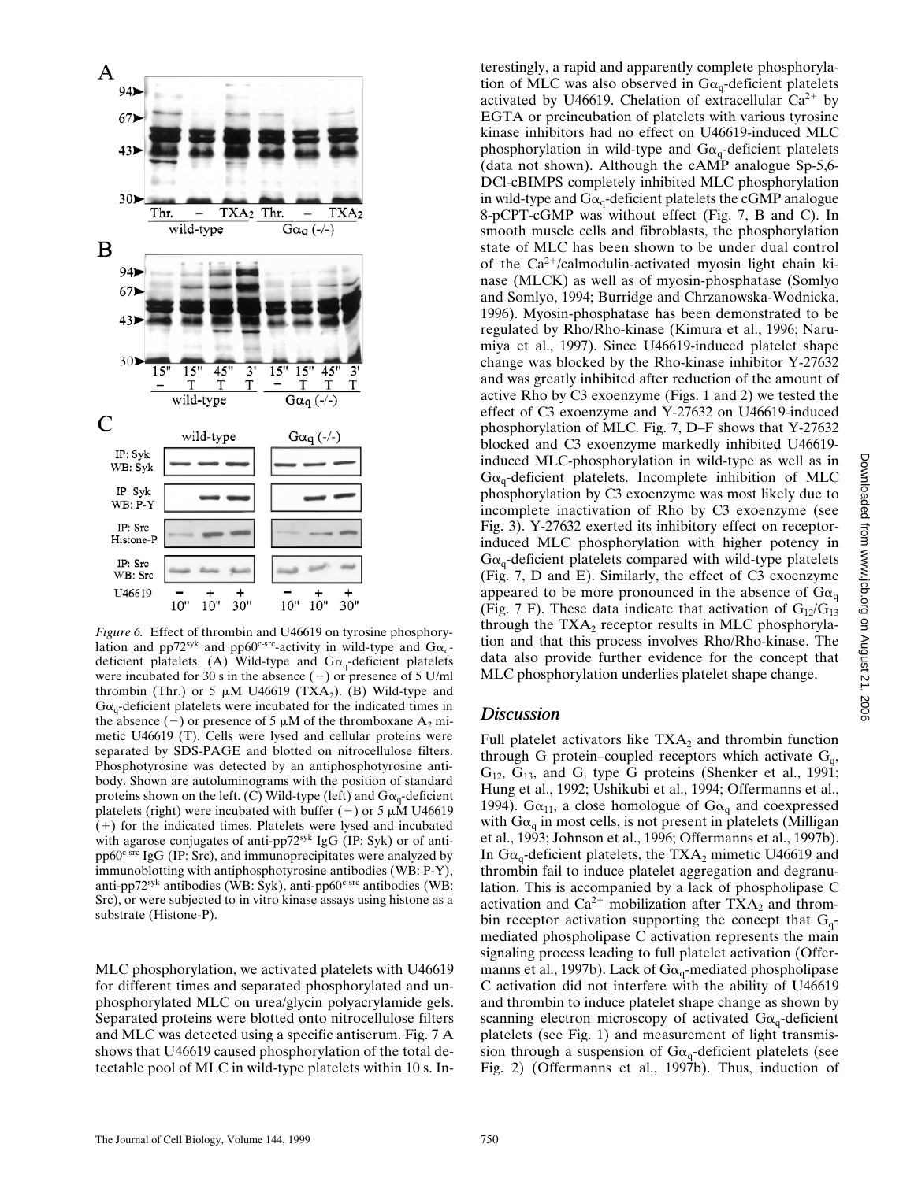*Figure 6.* Effect of thrombin and U46619 on tyrosine phosphorylation and pp72[syk] and pp60[c-src]-activity in wild-type and $G\alpha_q$-deficient platelets. (A) Wild-type and $G\alpha_q$-deficient platelets were incubated for 30 s in the absence (−) or presence of 5 U/ml thrombin (Thr.) or 5 μM U46619 ($TXA_2$). (B) Wild-type and $G\alpha_q$-deficient platelets were incubated for the indicated times in the absence (−) or presence of 5 μM of the thromboxane $A_2$ mimetic U46619 (T). Cells were lysed and cellular proteins were separated by SDS-PAGE and blotted on nitrocellulose filters. Phosphotyrosine was detected by an antiphosphotyrosine antibody. Shown are autoluminograms with the position of standard proteins shown on the left. (C) Wild-type (left) and $G\alpha_q$-deficient platelets (right) were incubated with buffer (−) or 5 μM U46619 (+) for the indicated times. Platelets were lysed and incubated with agarose conjugates of anti-pp72[syk] IgG (IP: Syk) or of anti-pp60[c-src] IgG (IP: Src), and immunoprecipitates were analyzed by immunoblotting with antiphosphotyrosine antibodies (WB: P-Y), anti-pp72[syk] antibodies (WB: Syk), anti-pp60[c-src] antibodies (WB: Src), or were subjected to in vitro kinase assays using histone as a substrate (Histone-P).

MLC phosphorylation, we activated platelets with U46619 for different times and separated phosphorylated and unphosphorylated MLC on urea/glycin polyacrylamide gels. Separated proteins were blotted onto nitrocellulose filters and MLC was detected using a specific antiserum. Fig. 7 A shows that U46619 caused phosphorylation of the total detectable pool of MLC in wild-type platelets within 10 s. Interestingly, a rapid and apparently complete phosphorylation of MLC was also observed in $G\alpha_q$-deficient platelets activated by U46619. Chelation of extracellular $Ca^{2+}$ by EGTA or preincubation of platelets with various tyrosine kinase inhibitors had no effect on U46619-induced MLC phosphorylation in wild-type and $G\alpha_q$-deficient platelets (data not shown). Although the cAMP analogue Sp-5,6-DCl-cBIMPS completely inhibited MLC phosphorylation in wild-type and $G\alpha_q$-deficient platelets the cGMP analogue 8-pCPT-cGMP was without effect (Fig. 7, B and C). In smooth muscle cells and fibroblasts, the phosphorylation state of MLC has been shown to be under dual control of the $Ca^{2+}$/calmodulin-activated myosin light chain kinase (MLCK) as well as of myosin-phosphatase (Somlyo and Somlyo, 1994; Burridge and Chrzanowska-Wodnicka, 1996). Myosin-phosphatase has been demonstrated to be regulated by Rho/Rho-kinase (Kimura et al., 1996; Narumiya et al., 1997). Since U46619-induced platelet shape change was blocked by the Rho-kinase inhibitor Y-27632 and was greatly inhibited after reduction of the amount of active Rho by C3 exoenzyme (Figs. 1 and 2) we tested the effect of C3 exoenzyme and Y-27632 on U46619-induced phosphorylation of MLC. Fig. 7, D–F shows that Y-27632 blocked and C3 exoenzyme markedly inhibited U46619-induced MLC-phosphorylation in wild-type as well as in $G\alpha_q$-deficient platelets. Incomplete inhibition of MLC phosphorylation by C3 exoenzyme was most likely due to incomplete inactivation of Rho by C3 exoenzyme (see Fig. 3). Y-27632 exerted its inhibitory effect on receptor-induced MLC phosphorylation with higher potency in $G\alpha_q$-deficient platelets compared with wild-type platelets (Fig. 7, D and E). Similarly, the effect of C3 exoenzyme appeared to be more pronounced in the absence of $G\alpha_q$ (Fig. 7 F). These data indicate that activation of $G_{12}/G_{13}$ through the $TXA_2$ receptor results in MLC phosphorylation and that this process involves Rho/Rho-kinase. The data also provide further evidence for the concept that MLC phosphorylation underlies platelet shape change.

## *Discussion*

Full platelet activators like $TXA_2$ and thrombin function through G protein–coupled receptors which activate $G_q$, $G_{12}$, $G_{13}$, and $G_i$ type G proteins (Shenker et al., 1991; Hung et al., 1992; Ushikubi et al., 1994; Offermanns et al., 1994). $G\alpha_{11}$, a close homologue of $G\alpha_q$ and coexpressed with $G\alpha_q$ in most cells, is not present in platelets (Milligan et al., 1993; Johnson et al., 1996; Offermanns et al., 1997b). In $G\alpha_q$-deficient platelets, the $TXA_2$ mimetic U46619 and thrombin fail to induce platelet aggregation and degranulation. This is accompanied by a lack of phospholipase C activation and $Ca^{2+}$ mobilization after $TXA_2$ and thrombin receptor activation supporting the concept that $G_q$-mediated phospholipase C activation represents the main signaling process leading to full platelet activation (Offermanns et al., 1997b). Lack of $G\alpha_q$-mediated phospholipase C activation did not interfere with the ability of U46619 and thrombin to induce platelet shape change as shown by scanning electron microscopy of activated $G\alpha_q$-deficient platelets (see Fig. 1) and measurement of light transmission through a suspension of $G\alpha_q$-deficient platelets (see Fig. 2) (Offermanns et al., 1997b). Thus, induction of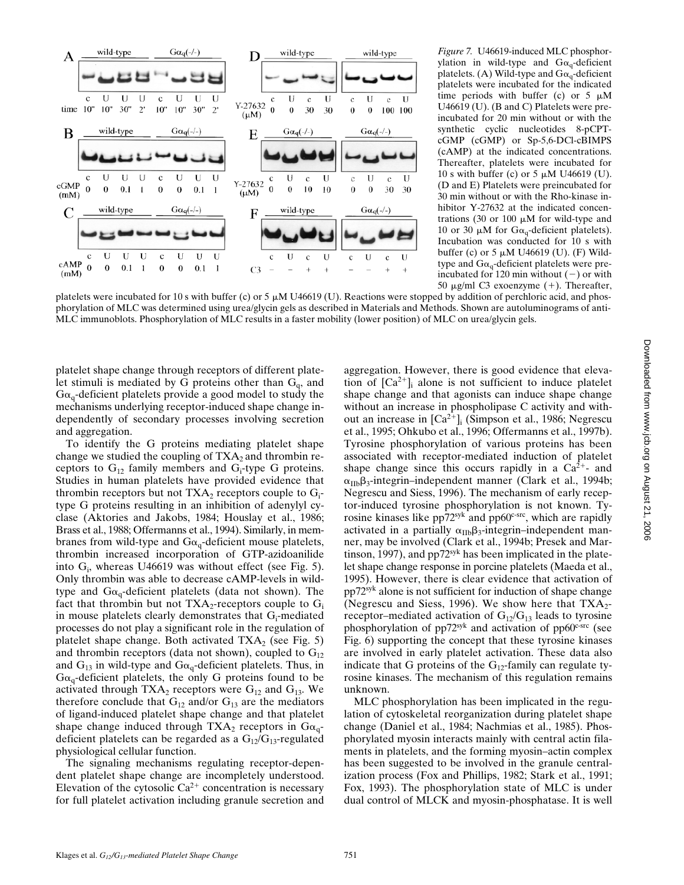*Figure 7.* U46619-induced MLC phosphorylation in wild-type and $G\alpha_q$-deficient platelets. (A) Wild-type and $G\alpha_q$-deficient platelets were incubated for the indicated time periods with buffer (c) or 5 μM U46619 (U). (B and C) Platelets were preincubated for 20 min without or with the synthetic cyclic nucleotides 8-pCPT-cGMP (cGMP) or Sp-5,6-DCl-cBIMPS (cAMP) at the indicated concentrations. Thereafter, platelets were incubated for 10 s with buffer (c) or 5 μM U46619 (U). (D and E) Platelets were preincubated for 30 min without or with the Rho-kinase inhibitor Y-27632 at the indicated concentrations (30 or 100 μM for wild-type and 10 or 30 μM for $G\alpha_q$-deficient platelets). Incubation was conducted for 10 s with buffer (c) or 5 μM U46619 (U). (F) Wild-type and $G\alpha_q$-deficient platelets were preincubated for 120 min without (−) or with 50 μg/ml C3 exoenzyme (+). Thereafter, platelets were incubated for 10 s with buffer (c) or 5 μM U46619 (U). Reactions were stopped by addition of perchloric acid, and phosphorylation of MLC was determined using urea/glycin gels as described in Materials and Methods. Shown are autoluminograms of anti-MLC immunoblots. Phosphorylation of MLC results in a faster mobility (lower position) of MLC on urea/glycin gels.

platelet shape change through receptors of different platelet stimuli is mediated by G proteins other than $G_q$, and $G\alpha_q$-deficient platelets provide a good model to study the mechanisms underlying receptor-induced shape change independently of secondary processes involving secretion and aggregation.

To identify the G proteins mediating platelet shape change we studied the coupling of $TXA_2$ and thrombin receptors to $G_{12}$ family members and $G_i$-type G proteins. Studies in human platelets have provided evidence that thrombin receptors but not $TXA_2$ receptors couple to $G_i$-type G proteins resulting in an inhibition of adenylyl cyclase (Aktories and Jakobs, 1984; Houslay et al., 1986; Brass et al., 1988; Offermanns et al., 1994). Similarly, in membranes from wild-type and $G\alpha_q$-deficient mouse platelets, thrombin increased incorporation of GTP-azidoanilide into $G_i$, whereas U46619 was without effect (see Fig. 5). Only thrombin was able to decrease cAMP-levels in wild-type and $G\alpha_q$-deficient platelets (data not shown). The fact that thrombin but not $TXA_2$-receptors couple to $G_i$ in mouse platelets clearly demonstrates that $G_i$-mediated processes do not play a significant role in the regulation of platelet shape change. Both activated $TXA_2$ (see Fig. 5) and thrombin receptors (data not shown), coupled to $G_{12}$ and $G_{13}$ in wild-type and $G\alpha_q$-deficient platelets. Thus, in $G\alpha_q$-deficient platelets, the only G proteins found to be activated through $TXA_2$ receptors were $G_{12}$ and $G_{13}$. We therefore conclude that $G_{12}$ and/or $G_{13}$ are the mediators of ligand-induced platelet shape change and that platelet shape change induced through $TXA_2$ receptors in $G\alpha_q$-deficient platelets can be regarded as a $G_{12}/G_{13}$-regulated physiological cellular function.

The signaling mechanisms regulating receptor-dependent platelet shape change are incompletely understood. Elevation of the cytosolic $Ca^{2+}$ concentration is necessary for full platelet activation including granule secretion and aggregation. However, there is good evidence that elevation of $[Ca^{2+}]_i$ alone is not sufficient to induce platelet shape change and that agonists can induce shape change without an increase in phospholipase C activity and without an increase in $[Ca^{2+}]_i$ (Simpson et al., 1986; Negrescu et al., 1995; Ohkubo et al., 1996; Offermanns et al., 1997b). Tyrosine phosphorylation of various proteins has been associated with receptor-mediated induction of platelet shape change since this occurs rapidly in a $Ca^{2+}$- and $\alpha_{IIb}\beta_3$-integrin–independent manner (Clark et al., 1994b; Negrescu and Siess, 1996). The mechanism of early receptor-induced tyrosine phosphorylation is not known. Tyrosine kinases like $pp72^{syk}$ and $pp60^{c\text{-}src}$, which are rapidly activated in a partially $\alpha_{IIb}\beta_3$-integrin–independent manner, may be involved (Clark et al., 1994b; Presek and Martinson, 1997), and $pp72^{syk}$ has been implicated in the platelet shape change response in porcine platelets (Maeda et al., 1995). However, there is clear evidence that activation of $pp72^{syk}$ alone is not sufficient for induction of shape change (Negrescu and Siess, 1996). We show here that $TXA_2$-receptor–mediated activation of $G_{12}/G_{13}$ leads to tyrosine phosphorylation of $pp72^{syk}$ and activation of $pp60^{c\text{-}src}$ (see Fig. 6) supporting the concept that these tyrosine kinases are involved in early platelet activation. These data also indicate that G proteins of the $G_{12}$-family can regulate tyrosine kinases. The mechanism of this regulation remains unknown.

MLC phosphorylation has been implicated in the regulation of cytoskeletal reorganization during platelet shape change (Daniel et al., 1984; Nachmias et al., 1985). Phosphorylated myosin interacts mainly with central actin filaments in platelets, and the forming myosin–actin complex has been suggested to be involved in the granule centralization process (Fox and Phillips, 1982; Stark et al., 1991; Fox, 1993). The phosphorylation state of MLC is under dual control of MLCK and myosin-phosphatase. It is well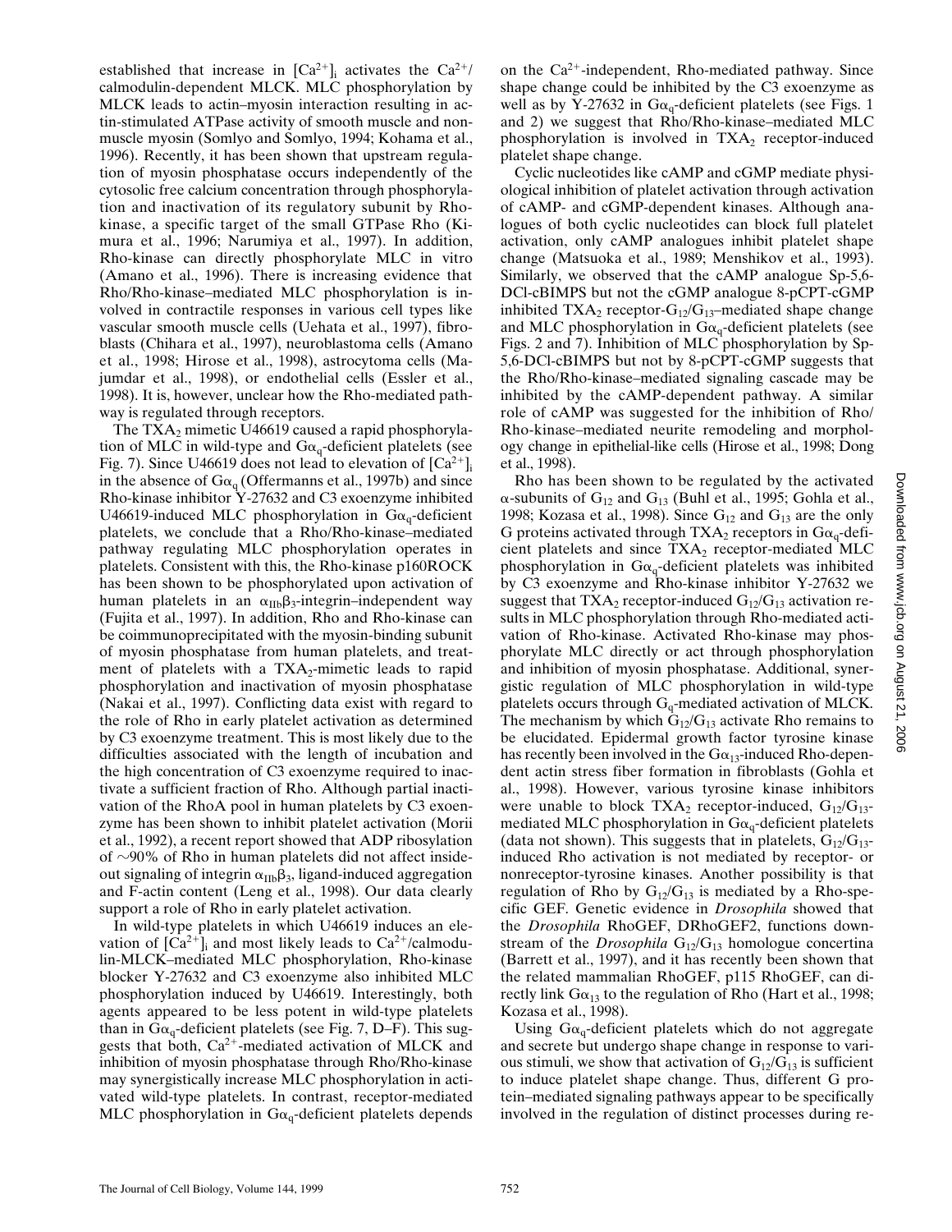established that increase in $[Ca^{2+}]_i$ activates the $Ca^{2+}$/calmodulin-dependent MLCK. MLC phosphorylation by MLCK leads to actin–myosin interaction resulting in actin-stimulated ATPase activity of smooth muscle and nonmuscle myosin (Somlyo and Somlyo, 1994; Kohama et al., 1996). Recently, it has been shown that upstream regulation of myosin phosphatase occurs independently of the cytosolic free calcium concentration through phosphorylation and inactivation of its regulatory subunit by Rho-kinase, a specific target of the small GTPase Rho (Kimura et al., 1996; Narumiya et al., 1997). In addition, Rho-kinase can directly phosphorylate MLC in vitro (Amano et al., 1996). There is increasing evidence that Rho/Rho-kinase–mediated MLC phosphorylation is involved in contractile responses in various cell types like vascular smooth muscle cells (Uehata et al., 1997), fibroblasts (Chihara et al., 1997), neuroblastoma cells (Amano et al., 1998; Hirose et al., 1998), astrocytoma cells (Majumdar et al., 1998), or endothelial cells (Essler et al., 1998). It is, however, unclear how the Rho-mediated pathway is regulated through receptors.

The $TXA_2$ mimetic U46619 caused a rapid phosphorylation of MLC in wild-type and $G\alpha_q$-deficient platelets (see Fig. 7). Since U46619 does not lead to elevation of $[Ca^{2+}]_i$ in the absence of $G\alpha_q$ (Offermanns et al., 1997b) and since Rho-kinase inhibitor Y-27632 and C3 exoenzyme inhibited U46619-induced MLC phosphorylation in $G\alpha_q$-deficient platelets, we conclude that a Rho/Rho-kinase–mediated pathway regulating MLC phosphorylation operates in platelets. Consistent with this, the Rho-kinase p160ROCK has been shown to be phosphorylated upon activation of human platelets in an $\alpha_{IIb}\beta_3$-integrin–independent way (Fujita et al., 1997). In addition, Rho and Rho-kinase can be coimmunoprecipitated with the myosin-binding subunit of myosin phosphatase from human platelets, and treatment of platelets with a $TXA_2$-mimetic leads to rapid phosphorylation and inactivation of myosin phosphatase (Nakai et al., 1997). Conflicting data exist with regard to the role of Rho in early platelet activation as determined by C3 exoenzyme treatment. This is most likely due to the difficulties associated with the length of incubation and the high concentration of C3 exoenzyme required to inactivate a sufficient fraction of Rho. Although partial inactivation of the RhoA pool in human platelets by C3 exoenzyme has been shown to inhibit platelet activation (Morii et al., 1992), a recent report showed that ADP ribosylation of ~90% of Rho in human platelets did not affect inside-out signaling of integrin $\alpha_{IIb}\beta_3$, ligand-induced aggregation and F-actin content (Leng et al., 1998). Our data clearly support a role of Rho in early platelet activation.

In wild-type platelets in which U46619 induces an elevation of $[Ca^{2+}]_i$ and most likely leads to $Ca^{2+}$/calmodulin-MLCK–mediated MLC phosphorylation, Rho-kinase blocker Y-27632 and C3 exoenzyme also inhibited MLC phosphorylation induced by U46619. Interestingly, both agents appeared to be less potent in wild-type platelets than in $G\alpha_q$-deficient platelets (see Fig. 7, D–F). This suggests that both, $Ca^{2+}$-mediated activation of MLCK and inhibition of myosin phosphatase through Rho/Rho-kinase may synergistically increase MLC phosphorylation in activated wild-type platelets. In contrast, receptor-mediated MLC phosphorylation in $G\alpha_q$-deficient platelets depends on the $Ca^{2+}$-independent, Rho-mediated pathway. Since shape change could be inhibited by the C3 exoenzyme as well as by Y-27632 in $G\alpha_q$-deficient platelets (see Figs. 1 and 2) we suggest that Rho/Rho-kinase–mediated MLC phosphorylation is involved in $TXA_2$ receptor-induced platelet shape change.

Cyclic nucleotides like cAMP and cGMP mediate physiological inhibition of platelet activation through activation of cAMP- and cGMP-dependent kinases. Although analogues of both cyclic nucleotides can block full platelet activation, only cAMP analogues inhibit platelet shape change (Matsuoka et al., 1989; Menshikov et al., 1993). Similarly, we observed that the cAMP analogue Sp-5,6-DCl-cBIMPS but not the cGMP analogue 8-pCPT-cGMP inhibited $TXA_2$ receptor-$G_{12}/G_{13}$–mediated shape change and MLC phosphorylation in $G\alpha_q$-deficient platelets (see Figs. 2 and 7). Inhibition of MLC phosphorylation by Sp-5,6-DCl-cBIMPS but not by 8-pCPT-cGMP suggests that the Rho/Rho-kinase–mediated signaling cascade may be inhibited by the cAMP-dependent pathway. A similar role of cAMP was suggested for the inhibition of Rho/Rho-kinase–mediated neurite remodeling and morphology change in epithelial-like cells (Hirose et al., 1998; Dong et al., 1998).

Rho has been shown to be regulated by the activated α-subunits of $G_{12}$ and $G_{13}$ (Buhl et al., 1995; Gohla et al., 1998; Kozasa et al., 1998). Since $G_{12}$ and $G_{13}$ are the only G proteins activated through $TXA_2$ receptors in $G\alpha_q$-deficient platelets and since $TXA_2$ receptor-mediated MLC phosphorylation in $G\alpha_q$-deficient platelets was inhibited by C3 exoenzyme and Rho-kinase inhibitor Y-27632 we suggest that $TXA_2$ receptor-induced $G_{12}/G_{13}$ activation results in MLC phosphorylation through Rho-mediated activation of Rho-kinase. Activated Rho-kinase may phosphorylate MLC directly or act through phosphorylation and inhibition of myosin phosphatase. Additional, synergistic regulation of MLC phosphorylation in wild-type platelets occurs through $G_q$-mediated activation of MLCK. The mechanism by which $G_{12}/G_{13}$ activate Rho remains to be elucidated. Epidermal growth factor tyrosine kinase has recently been involved in the $G\alpha_{13}$-induced Rho-dependent actin stress fiber formation in fibroblasts (Gohla et al., 1998). However, various tyrosine kinase inhibitors were unable to block $TXA_2$ receptor-induced, $G_{12}/G_{13}$-mediated MLC phosphorylation in $G\alpha_q$-deficient platelets (data not shown). This suggests that in platelets, $G_{12}/G_{13}$-induced Rho activation is not mediated by receptor- or nonreceptor-tyrosine kinases. Another possibility is that regulation of Rho by $G_{12}/G_{13}$ is mediated by a Rho-specific GEF. Genetic evidence in *Drosophila* showed that the *Drosophila* RhoGEF, DRhoGEF2, functions downstream of the *Drosophila* $G_{12}/G_{13}$ homologue concertina (Barrett et al., 1997), and it has recently been shown that the related mammalian RhoGEF, p115 RhoGEF, can directly link $G\alpha_{13}$ to the regulation of Rho (Hart et al., 1998; Kozasa et al., 1998).

Using $G\alpha_q$-deficient platelets which do not aggregate and secrete but undergo shape change in response to various stimuli, we show that activation of $G_{12}/G_{13}$ is sufficient to induce platelet shape change. Thus, different G protein–mediated signaling pathways appear to be specifically involved in the regulation of distinct processes during re-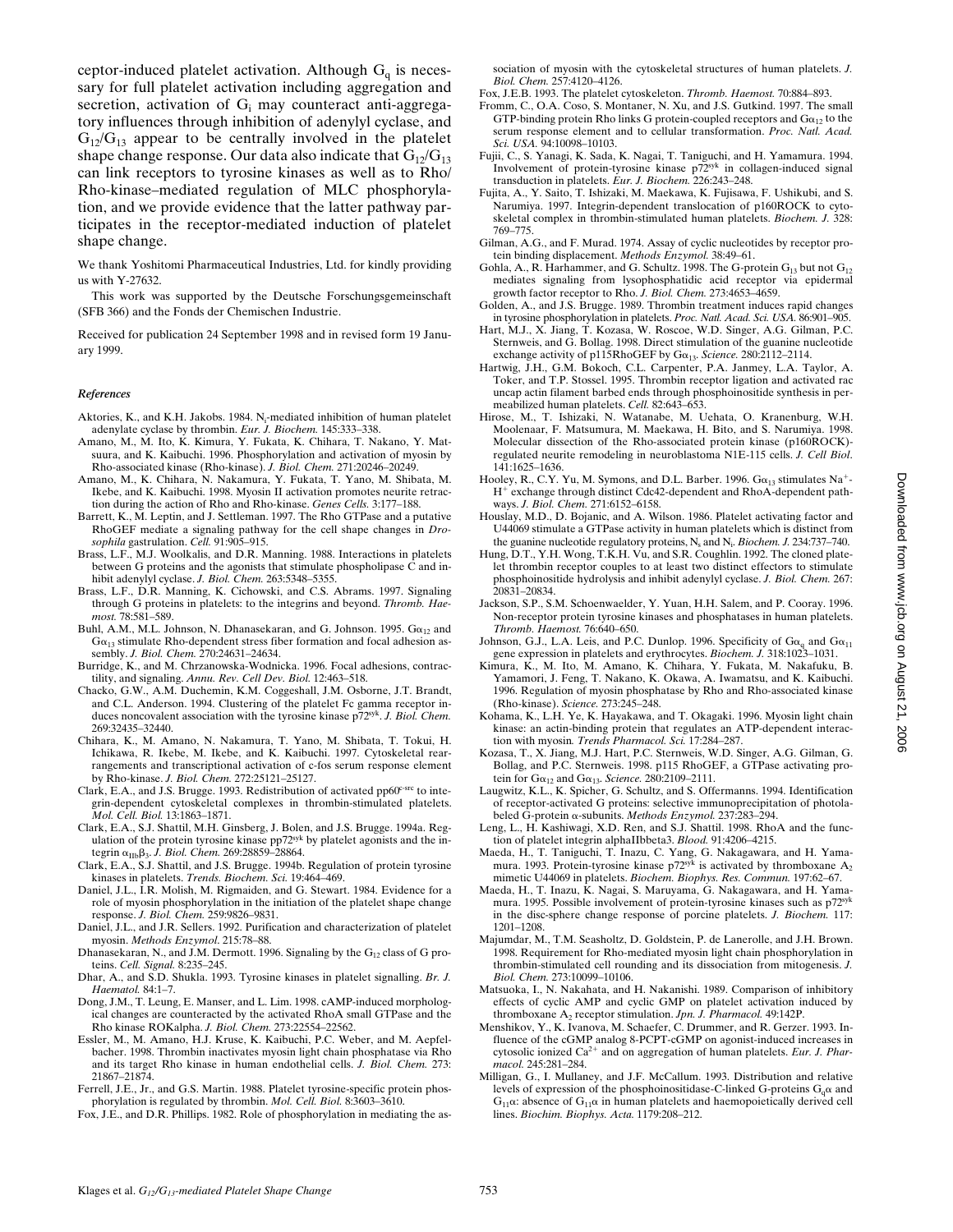ceptor-induced platelet activation. Although $G_q$ is necessary for full platelet activation including aggregation and secretion, activation of $G_i$ may counteract anti-aggregatory influences through inhibition of adenylyl cyclase, and $G_{12}/G_{13}$ appear to be centrally involved in the platelet shape change response. Our data also indicate that $G_{12}/G_{13}$ can link receptors to tyrosine kinases as well as to Rho/Rho-kinase–mediated regulation of MLC phosphorylation, and we provide evidence that the latter pathway participates in the receptor-mediated induction of platelet shape change.

We thank Yoshitomi Pharmaceutical Industries, Ltd. for kindly providing us with Y-27632.

This work was supported by the Deutsche Forschungsgemeinschaft (SFB 366) and the Fonds der Chemischen Industrie.

Received for publication 24 September 1998 and in revised form 19 January 1999.

### *References*

Aktories, K., and K.H. Jakobs. 1984. $N_i$-mediated inhibition of human platelet adenylate cyclase by thrombin. *Eur. J. Biochem.* 145:333–338.

Amano, M., M. Ito, K. Kimura, Y. Fukata, K. Chihara, T. Nakano, Y. Matsuura, and K. Kaibuchi. 1996. Phosphorylation and activation of myosin by Rho-associated kinase (Rho-kinase). *J. Biol. Chem.* 271:20246–20249.

Amano, M., K. Chihara, N. Nakamura, Y. Fukata, T. Yano, M. Shibata, M. Ikebe, and K. Kaibuchi. 1998. Myosin II activation promotes neurite retraction during the action of Rho and Rho-kinase. *Genes Cells.* 3:177–188.

Barrett, K., M. Leptin, and J. Settleman. 1997. The Rho GTPase and a putative RhoGEF mediate a signaling pathway for the cell shape changes in *Drosophila* gastrulation. *Cell.* 91:905–915.

Brass, L.F., M.J. Woolkalis, and D.R. Manning. 1988. Interactions in platelets between G proteins and the agonists that stimulate phospholipase C and inhibit adenylyl cyclase. *J. Biol. Chem.* 263:5348–5355.

Brass, L.F., D.R. Manning, K. Cichowski, and C.S. Abrams. 1997. Signaling through G proteins in platelets: to the integrins and beyond. *Thromb. Haemost.* 78:581–589.

Buhl, A.M., M.L. Johnson, N. Dhanasekaran, and G. Johnson. 1995. $G\alpha_{12}$ and $G\alpha_{13}$ stimulate Rho-dependent stress fiber formation and focal adhesion assembly. *J. Biol. Chem.* 270:24631–24634.

Burridge, K., and M. Chrzanowska-Wodnicka. 1996. Focal adhesions, contractility, and signaling. *Annu. Rev. Cell Dev. Biol.* 12:463–518.

Chacko, G.W., A.M. Duchemin, K.M. Coggeshall, J.M. Osborne, J.T. Brandt, and C.L. Anderson. 1994. Clustering of the platelet Fc gamma receptor induces noncovalent association with the tyrosine kinase $p72^{syk}$. *J. Biol. Chem.* 269:32435–32440.

Chihara, K., M. Amano, N. Nakamura, T. Yano, M. Shibata, T. Tokui, H. Ichikawa, R. Ikebe, M. Ikebe, and K. Kaibuchi. 1997. Cytoskeletal rearrangements and transcriptional activation of c-fos serum response element by Rho-kinase. *J. Biol. Chem.* 272:25121–25127.

Clark, E.A., and J.S. Brugge. 1993. Redistribution of activated $pp60^{c\text{-}src}$ to integrin-dependent cytoskeletal complexes in thrombin-stimulated platelets. *Mol. Cell. Biol.* 13:1863–1871.

Clark, E.A., S.J. Shattil, M.H. Ginsberg, J. Bolen, and J.S. Brugge. 1994a. Regulation of the protein tyrosine kinase $pp72^{syk}$ by platelet agonists and the integrin $\alpha_{IIb}\beta_3$. *J. Biol. Chem.* 269:28859–28864.

Clark, E.A., S.J. Shattil, and J.S. Brugge. 1994b. Regulation of protein tyrosine kinases in platelets. *Trends. Biochem. Sci.* 19:464–469.

Daniel, J.L., I.R. Molish, M. Rigmaiden, and G. Stewart. 1984. Evidence for a role of myosin phosphorylation in the initiation of the platelet shape change response. *J. Biol. Chem.* 259:9826–9831.

Daniel, J.L., and J.R. Sellers. 1992. Purification and characterization of platelet myosin. *Methods Enzymol.* 215:78–88.

Dhanasekaran, N., and J.M. Dermott. 1996. Signaling by the $G_{12}$ class of G proteins. *Cell. Signal.* 8:235–245.

Dhar, A., and S.D. Shukla. 1993. Tyrosine kinases in platelet signalling. *Br. J. Haematol.* 84:1–7.

Dong, J.M., T. Leung, E. Manser, and L. Lim. 1998. cAMP-induced morphological changes are counteracted by the activated RhoA small GTPase and the Rho kinase ROKalpha. *J. Biol. Chem.* 273:22554–22562.

Essler, M., M. Amano, H.J. Kruse, K. Kaibuchi, P.C. Weber, and M. Aepfelbacher. 1998. Thrombin inactivates myosin light chain phosphatase via Rho and its target Rho kinase in human endothelial cells. *J. Biol. Chem.* 273:21867–21874.

Ferrell, J.E., Jr., and G.S. Martin. 1988. Platelet tyrosine-specific protein phosphorylation is regulated by thrombin. *Mol. Cell. Biol.* 8:3603–3610.

Fox, J.E., and D.R. Phillips. 1982. Role of phosphorylation in mediating the association of myosin with the cytoskeletal structures of human platelets. *J. Biol. Chem.* 257:4120–4126.

Fox, J.E.B. 1993. The platelet cytoskeleton. *Thromb. Haemost.* 70:884–893.

Fromm, C., O.A. Coso, S. Montaner, N. Xu, and J.S. Gutkind. 1997. The small GTP-binding protein Rho links G protein-coupled receptors and $G\alpha_{12}$ to the serum response element and to cellular transformation. *Proc. Natl. Acad. Sci. USA.* 94:10098–10103.

Fujii, C., S. Yanagi, K. Sada, K. Nagai, T. Taniguchi, and H. Yamamura. 1994. Involvement of protein-tyrosine kinase $p72^{syk}$ in collagen-induced signal transduction in platelets. *Eur. J. Biochem.* 226:243–248.

Fujita, A., Y. Saito, T. Ishizaki, M. Maekawa, K. Fujisawa, F. Ushikubi, and S. Narumiya. 1997. Integrin-dependent translocation of p160ROCK to cytoskeletal complex in thrombin-stimulated human platelets. *Biochem. J.* 328:769–775.

Gilman, A.G., and F. Murad. 1974. Assay of cyclic nucleotides by receptor protein binding displacement. *Methods Enzymol.* 38:49–61.

Gohla, A., R. Harhammer, and G. Schultz. 1998. The G-protein $G_{13}$ but not $G_{12}$ mediates signaling from lysophosphatidic acid receptor via epidermal growth factor receptor to Rho. *J. Biol. Chem.* 273:4653–4659.

Golden, A., and J.S. Brugge. 1989. Thrombin treatment induces rapid changes in tyrosine phosphorylation in platelets. *Proc. Natl. Acad. Sci. USA.* 86:901–905.

Hart, M.J., X. Jiang, T. Kozasa, W. Roscoe, W.D. Singer, A.G. Gilman, P.C. Sternweis, and G. Bollag. 1998. Direct stimulation of the guanine nucleotide exchange activity of p115RhoGEF by $G\alpha_{13}$. *Science.* 280:2112–2114.

Hartwig, J.H., G.M. Bokoch, C.L. Carpenter, P.A. Janmey, L.A. Taylor, A. Toker, and T.P. Stossel. 1995. Thrombin receptor ligation and activated rac uncap actin filament barbed ends through phosphoinositide synthesis in permeabilized human platelets. *Cell.* 82:643–653.

Hirose, M., T. Ishizaki, N. Watanabe, M. Uehata, O. Kranenburg, W.H. Moolenaar, F. Matsumura, M. Maekawa, H. Bito, and S. Narumiya. 1998. Molecular dissection of the Rho-associated protein kinase (p160ROCK)-regulated neurite remodeling in neuroblastoma N1E-115 cells. *J. Cell Biol.* 141:1625–1636.

Hooley, R., C.Y. Yu, M. Symons, and D.L. Barber. 1996. $G\alpha_{13}$ stimulates $Na^+$-$H^+$ exchange through distinct Cdc42-dependent and RhoA-dependent pathways. *J. Biol. Chem.* 271:6152–6158.

Houslay, M.D., D. Bojanic, and A. Wilson. 1986. Platelet activating factor and U44069 stimulate a GTPase activity in human platelets which is distinct from the guanine nucleotide regulatory proteins, $N_s$ and $N_i$. *Biochem. J.* 234:737–740.

Hung, D.T., Y.H. Wong, T.K.H. Vu, and S.R. Coughlin. 1992. The cloned platelet thrombin receptor couples to at least two distinct effectors to stimulate phosphoinositide hydrolysis and inhibit adenylyl cyclase. *J. Biol. Chem.* 267:20831–20834.

Jackson, S.P., S.M. Schoenwaelder, Y. Yuan, H.H. Salem, and P. Cooray. 1996. Non-receptor protein tyrosine kinases and phosphatases in human platelets. *Thromb. Haemost.* 76:640–650.

Johnson, G.J., L.A. Leis, and P.C. Dunlop. 1996. Specificity of $G\alpha_q$ and $G\alpha_{11}$ gene expression in platelets and erythrocytes. *Biochem. J.* 318:1023–1031.

Kimura, K., M. Ito, M. Amano, K. Chihara, Y. Fukata, M. Nakafuku, B. Yamamori, J. Feng, T. Nakano, K. Okawa, A. Iwamatsu, and K. Kaibuchi. 1996. Regulation of myosin phosphatase by Rho and Rho-associated kinase (Rho-kinase). *Science.* 273:245–248.

Kohama, K., L.H. Ye, K. Hayakawa, and T. Okagaki. 1996. Myosin light chain kinase: an actin-binding protein that regulates an ATP-dependent interaction with myosin. *Trends Pharmacol. Sci.* 17:284–287.

Kozasa, T., X. Jiang, M.J. Hart, P.C. Sternweis, W.D. Singer, A.G. Gilman, G. Bollag, and P.C. Sternweis. 1998. p115 RhoGEF, a GTPase activating protein for $G\alpha_{12}$ and $G\alpha_{13}$. *Science.* 280:2109–2111.

Laugwitz, K.L., K. Spicher, G. Schultz, and S. Offermanns. 1994. Identification of receptor-activated G proteins: selective immunoprecipitation of photolabeled G-protein α-subunits. *Methods Enzymol.* 237:283–294.

Leng, L., H. Kashiwagi, X.D. Ren, and S.J. Shattil. 1998. RhoA and the function of platelet integrin alphaIIbbeta3. *Blood.* 91:4206–4215.

Maeda, H., T. Taniguchi, T. Inazu, C. Yang, G. Nakagawara, and H. Yamamura. 1993. Protein-tyrosine kinase $p72^{syk}$ is activated by thromboxane $A_2$ mimetic U44069 in platelets. *Biochem. Biophys. Res. Commun.* 197:62–67.

Maeda, H., T. Inazu, K. Nagai, S. Maruyama, G. Nakagawara, and H. Yamamura. 1995. Possible involvement of protein-tyrosine kinases such as $p72^{syk}$ in the disc-sphere change response of porcine platelets. *J. Biochem.* 117:1201–1208.

Majumdar, M., T.M. Seasholtz, D. Goldstein, P. de Lanerolle, and J.H. Brown. 1998. Requirement for Rho-mediated myosin light chain phosphorylation in thrombin-stimulated cell rounding and its dissociation from mitogenesis. *J. Biol. Chem.* 273:10099–10106.

Matsuoka, I., N. Nakahata, and H. Nakanishi. 1989. Comparison of inhibitory effects of cyclic AMP and cyclic GMP on platelet activation induced by thromboxane $A_2$ receptor stimulation. *Jpn. J. Pharmacol.* 49:142P.

Menshikov, Y., K. Ivanova, M. Schaefer, C. Drummer, and R. Gerzer. 1993. Influence of the cGMP analog 8-PCPT-cGMP on agonist-induced increases in cytosolic ionized $Ca^{2+}$ and on aggregation of human platelets. *Eur. J. Pharmacol.* 245:281–284.

Milligan, G., I. Mullaney, and J.F. McCallum. 1993. Distribution and relative levels of expression of the phosphoinositidase-C-linked G-proteins $G_q\alpha$ and $G_{11}\alpha$: absence of $G_{11}\alpha$ in human platelets and haemopoietically derived cell lines. *Biochim. Biophys. Acta.* 1179:208–212.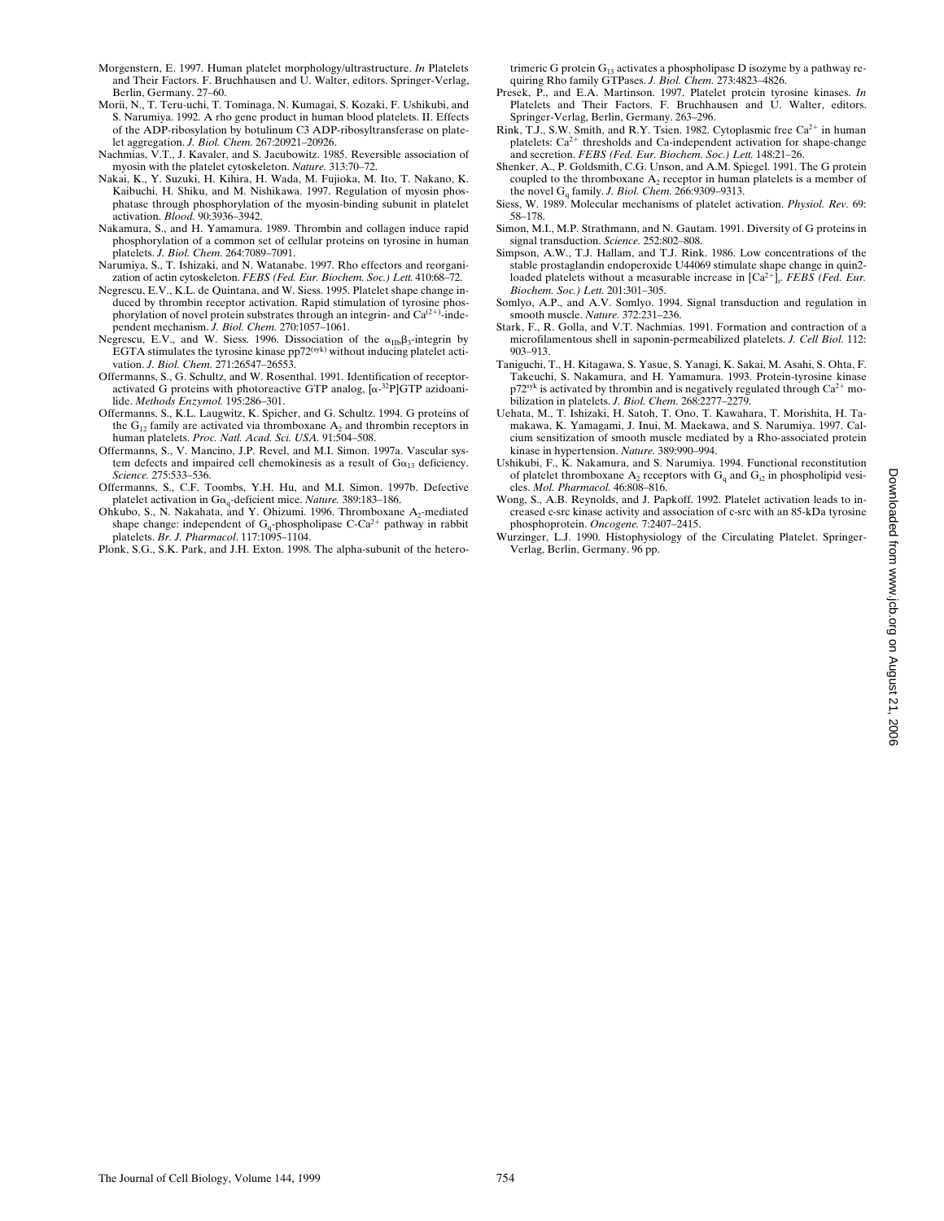Morgenstern, E. 1997. Human platelet morphology/ultrastructure. *In* Platelets and Their Factors. F. Bruchhausen and U. Walter, editors. Springer-Verlag, Berlin, Germany. 27–60.

Morii, N., T. Teru-uchi, T. Tominaga, N. Kumagai, S. Kozaki, F. Ushikubi, and S. Narumiya. 1992. A rho gene product in human blood platelets. II. Effects of the ADP-ribosylation by botulinum C3 ADP-ribosyltransferase on platelet aggregation. *J. Biol. Chem.* 267:20921–20926.

Nachmias, V.T., J. Kavaler, and S. Jacubowitz. 1985. Reversible association of myosin with the platelet cytoskeleton. *Nature.* 313:70–72.

Nakai, K., Y. Suzuki, H. Kihira, H. Wada, M. Fujioka, M. Ito, T. Nakano, K. Kaibuchi, H. Shiku, and M. Nishikawa. 1997. Regulation of myosin phosphatase through phosphorylation of the myosin-binding subunit in platelet activation. *Blood.* 90:3936–3942.

Nakamura, S., and H. Yamamura. 1989. Thrombin and collagen induce rapid phosphorylation of a common set of cellular proteins on tyrosine in human platelets. *J. Biol. Chem.* 264:7089–7091.

Narumiya, S., T. Ishizaki, and N. Watanabe. 1997. Rho effectors and reorganization of actin cytoskeleton. *FEBS (Fed. Eur. Biochem. Soc.) Lett.* 410:68–72.

Negrescu, E.V., K.L. de Quintana, and W. Siess. 1995. Platelet shape change induced by thrombin receptor activation. Rapid stimulation of tyrosine phosphorylation of novel protein substrates through an integrin- and $Ca^{(2+)}$-independent mechanism. *J. Biol. Chem.* 270:1057–1061.

Negrescu, E.V., and W. Siess. 1996. Dissociation of the $\alpha_{IIb}\beta_3$-integrin by EGTA stimulates the tyrosine kinase pp72$^{(syk)}$ without inducing platelet activation. *J. Biol. Chem.* 271:26547–26553.

Offermanns, S., G. Schultz, and W. Rosenthal. 1991. Identification of receptor-activated G proteins with photoreactive GTP analog, [$\alpha$-$^{32}$P]GTP azidoanilide. *Methods Enzymol.* 195:286–301.

Offermanns, S., K.L. Laugwitz, K. Spicher, and G. Schultz. 1994. G proteins of the $G_{12}$ family are activated via thromboxane $A_2$ and thrombin receptors in human platelets. *Proc. Natl. Acad. Sci. USA.* 91:504–508.

Offermanns, S., V. Mancino, J.P. Revel, and M.I. Simon. 1997a. Vascular system defects and impaired cell chemokinesis as a result of $G\alpha_{13}$ deficiency. *Science.* 275:533–536.

Offermanns, S., C.F. Toombs, Y.H. Hu, and M.I. Simon. 1997b. Defective platelet activation in $G\alpha_q$-deficient mice. *Nature.* 389:183–186.

Ohkubo, S., N. Nakahata, and Y. Ohizumi. 1996. Thromboxane $A_2$-mediated shape change: independent of $G_q$-phospholipase C-$Ca^{2+}$ pathway in rabbit platelets. *Br. J. Pharmacol.* 117:1095–1104.

Plonk, S.G., S.K. Park, and J.H. Exton. 1998. The alpha-subunit of the heterotrimeric G protein $G_{13}$ activates a phospholipase D isozyme by a pathway requiring Rho family GTPases. *J. Biol. Chem.* 273:4823–4826.

Presek, P., and E.A. Martinson. 1997. Platelet protein tyrosine kinases. *In* Platelets and Their Factors. F. Bruchhausen and U. Walter, editors. Springer-Verlag, Berlin, Germany. 263–296.

Rink, T.J., S.W. Smith, and R.Y. Tsien. 1982. Cytoplasmic free $Ca^{2+}$ in human platelets: $Ca^{2+}$ thresholds and Ca-independent activation for shape-change and secretion. *FEBS (Fed. Eur. Biochem. Soc.) Lett.* 148:21–26.

Shenker, A., P. Goldsmith, C.G. Unson, and A.M. Spiegel. 1991. The G protein coupled to the thromboxane $A_2$ receptor in human platelets is a member of the novel $G_q$ family. *J. Biol. Chem.* 266:9309–9313.

Siess, W. 1989. Molecular mechanisms of platelet activation. *Physiol. Rev.* 69: 58–178.

Simon, M.I., M.P. Strathmann, and N. Gautam. 1991. Diversity of G proteins in signal transduction. *Science.* 252:802–808.

Simpson, A.W., T.J. Hallam, and T.J. Rink. 1986. Low concentrations of the stable prostaglandin endoperoxide U44069 stimulate shape change in quin2-loaded platelets without a measurable increase in $[Ca^{2+}]_i$. *FEBS (Fed. Eur. Biochem. Soc.) Lett.* 201:301–305.

Somlyo, A.P., and A.V. Somlyo. 1994. Signal transduction and regulation in smooth muscle. *Nature.* 372:231–236.

Stark, F., R. Golla, and V.T. Nachmias. 1991. Formation and contraction of a microfilamentous shell in saponin-permeabilized platelets. *J. Cell Biol.* 112: 903–913.

Taniguchi, T., H. Kitagawa, S. Yasue, S. Yanagi, K. Sakai, M. Asahi, S. Ohta, F. Takeuchi, S. Nakamura, and H. Yamamura. 1993. Protein-tyrosine kinase p72$^{syk}$ is activated by thrombin and is negatively regulated through $Ca^{2+}$ mobilization in platelets. *J. Biol. Chem.* 268:2277–2279.

Uehata, M., T. Ishizaki, H. Satoh, T. Ono, T. Kawahara, T. Morishita, H. Tamakawa, K. Yamagami, J. Inui, M. Maekawa, and S. Narumiya. 1997. Calcium sensitization of smooth muscle mediated by a Rho-associated protein kinase in hypertension. *Nature.* 389:990–994.

Ushikubi, F., K. Nakamura, and S. Narumiya. 1994. Functional reconstitution of platelet thromboxane $A_2$ receptors with $G_q$ and $G_{i2}$ in phospholipid vesicles. *Mol. Pharmacol.* 46:808–816.

Wong, S., A.B. Reynolds, and J. Papkoff. 1992. Platelet activation leads to increased c-src kinase activity and association of c-src with an 85-kDa tyrosine phosphoprotein. *Oncogene.* 7:2407–2415.

Wurzinger, L.J. 1990. Histophysiology of the Circulating Platelet. Springer-Verlag, Berlin, Germany. 96 pp.